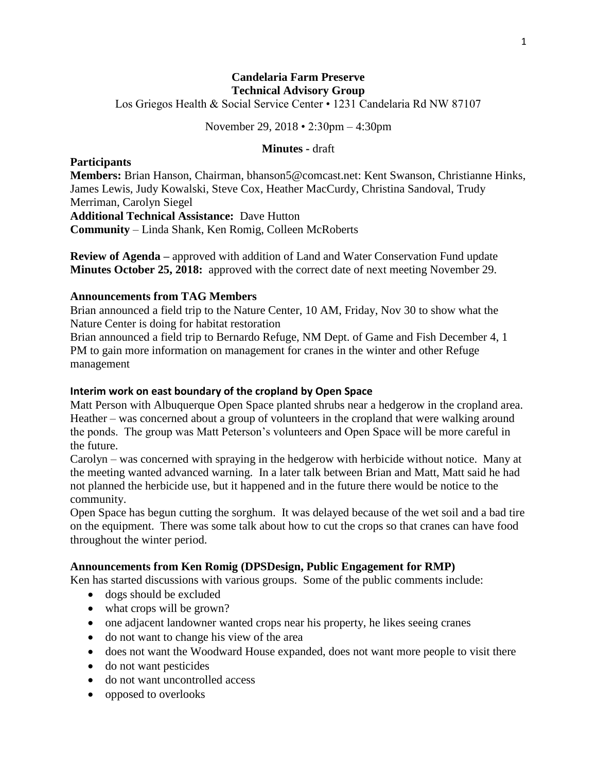**Candelaria Farm Preserve**
**Technical Advisory Group**

Los Griegos Health & Social Service Center • 1231 Candelaria Rd NW 87107

November 29, 2018 • 2:30pm – 4:30pm

**Minutes -** draft

## Participants

**Members:** Brian Hanson, Chairman, bhanson5@comcast.net: Kent Swanson, Christianne Hinks, James Lewis, Judy Kowalski, Steve Cox, Heather MacCurdy, Christina Sandoval, Trudy Merriman, Carolyn Siegel
**Additional Technical Assistance:** Dave Hutton
**Community** – Linda Shank, Ken Romig, Colleen McRoberts

**Review of Agenda –** approved with addition of Land and Water Conservation Fund update
**Minutes October 25, 2018:** approved with the correct date of next meeting November 29.

### Announcements from TAG Members

Brian announced a field trip to the Nature Center, 10 AM, Friday, Nov 30 to show what the Nature Center is doing for habitat restoration
Brian announced a field trip to Bernardo Refuge, NM Dept. of Game and Fish December 4, 1 PM to gain more information on management for cranes in the winter and other Refuge management

### Interim work on east boundary of the cropland by Open Space

Matt Person with Albuquerque Open Space planted shrubs near a hedgerow in the cropland area.
Heather – was concerned about a group of volunteers in the cropland that were walking around the ponds. The group was Matt Peterson's volunteers and Open Space will be more careful in the future.
Carolyn – was concerned with spraying in the hedgerow with herbicide without notice. Many at the meeting wanted advanced warning. In a later talk between Brian and Matt, Matt said he had not planned the herbicide use, but it happened and in the future there would be notice to the community.
Open Space has begun cutting the sorghum. It was delayed because of the wet soil and a bad tire on the equipment. There was some talk about how to cut the crops so that cranes can have food throughout the winter period.

### Announcements from Ken Romig (DPSDesign, Public Engagement for RMP)

Ken has started discussions with various groups. Some of the public comments include:

- dogs should be excluded
- what crops will be grown?
- one adjacent landowner wanted crops near his property, he likes seeing cranes
- do not want to change his view of the area
- does not want the Woodward House expanded, does not want more people to visit there
- do not want pesticides
- do not want uncontrolled access
- opposed to overlooks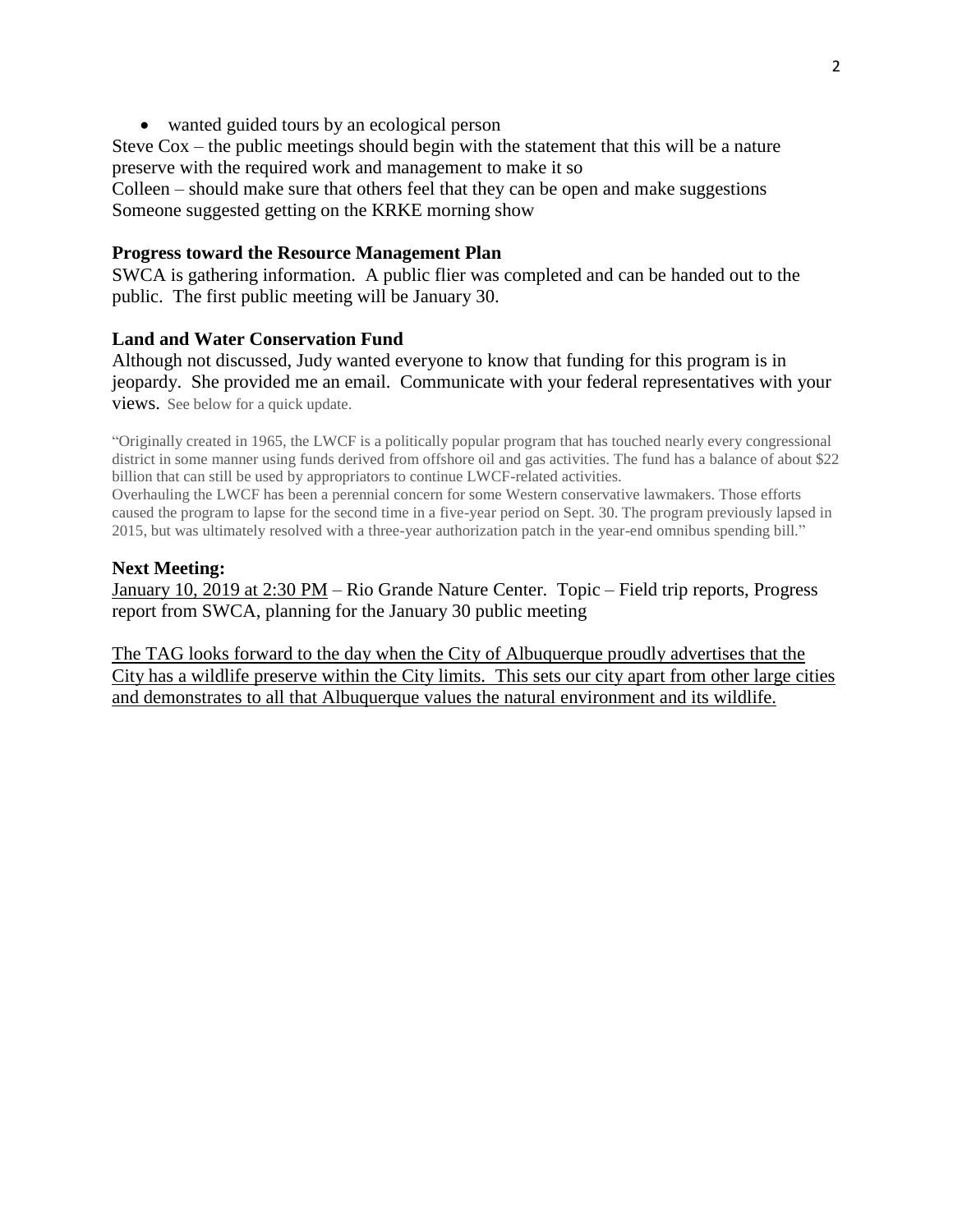- wanted guided tours by an ecological person

Steve Cox – the public meetings should begin with the statement that this will be a nature preserve with the required work and management to make it so

Colleen – should make sure that others feel that they can be open and make suggestions

Someone suggested getting on the KRKE morning show

**Progress toward the Resource Management Plan**

SWCA is gathering information. A public flier was completed and can be handed out to the public. The first public meeting will be January 30.

**Land and Water Conservation Fund**

Although not discussed, Judy wanted everyone to know that funding for this program is in jeopardy. She provided me an email. Communicate with your federal representatives with your views. See below for a quick update.

"Originally created in 1965, the LWCF is a politically popular program that has touched nearly every congressional district in some manner using funds derived from offshore oil and gas activities. The fund has a balance of about $22 billion that can still be used by appropriators to continue LWCF-related activities.
Overhauling the LWCF has been a perennial concern for some Western conservative lawmakers. Those efforts caused the program to lapse for the second time in a five-year period on Sept. 30. The program previously lapsed in 2015, but was ultimately resolved with a three-year authorization patch in the year-end omnibus spending bill."

**Next Meeting:**

January 10, 2019 at 2:30 PM – Rio Grande Nature Center. Topic – Field trip reports, Progress report from SWCA, planning for the January 30 public meeting

The TAG looks forward to the day when the City of Albuquerque proudly advertises that the City has a wildlife preserve within the City limits. This sets our city apart from other large cities and demonstrates to all that Albuquerque values the natural environment and its wildlife.